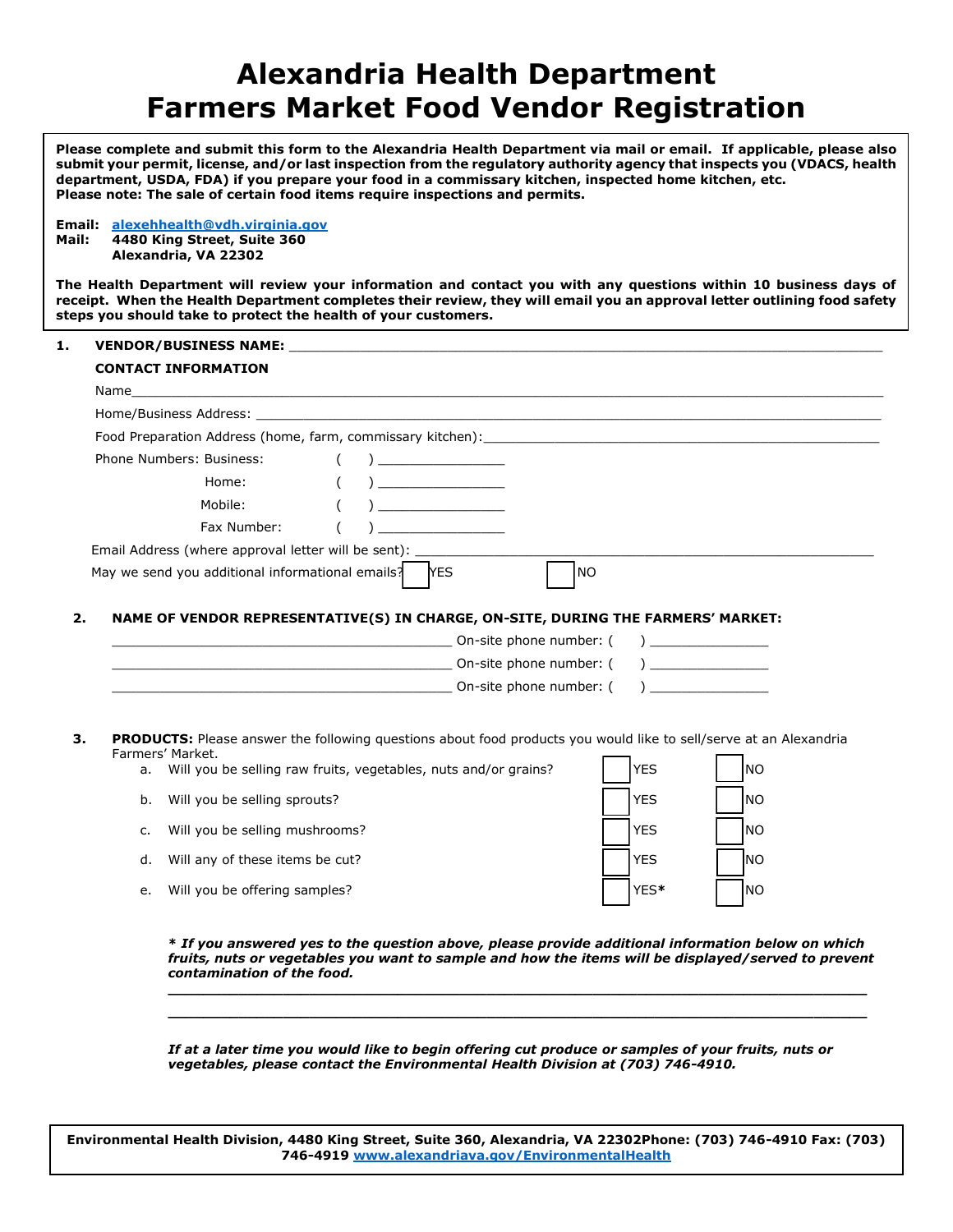# Alexandria Health Department
# Farmers Market Food Vendor Registration

**Please complete and submit this form to the Alexandria Health Department via mail or email. If applicable, please also submit your permit, license, and/or last inspection from the regulatory authority agency that inspects you (VDACS, health department, USDA, FDA) if you prepare your food in a commissary kitchen, inspected home kitchen, etc.**
**Please note: The sale of certain food items require inspections and permits.**

**Email:** **alexehhealth@vdh.virginia.gov**
**Mail:** **4480 King Street, Suite 360**
**Alexandria, VA 22302**

**The Health Department will review your information and contact you with any questions within 10 business days of receipt. When the Health Department completes their review, they will email you an approval letter outlining food safety steps you should take to protect the health of your customers.**

**1. VENDOR/BUSINESS NAME:** ______________________________________________

**CONTACT INFORMATION**

Name______________________________________________

Home/Business Address: ______________________________________________

Food Preparation Address (home, farm, commissary kitchen):______________________________________________

Phone Numbers: Business: ( ) ________________

Home: ( ) ________________

Mobile: ( ) ________________

Fax Number: ( ) ________________

Email Address (where approval letter will be sent): ______________________________________________

May we send you additional informational emails? ☐ YES ☐ NO

**2. NAME OF VENDOR REPRESENTATIVE(S) IN CHARGE, ON-SITE, DURING THE FARMERS' MARKET:**

________________________________________ On-site phone number: ( ) ________________

________________________________________ On-site phone number: ( ) ________________

________________________________________ On-site phone number: ( ) ________________

**3. PRODUCTS:** Please answer the following questions about food products you would like to sell/serve at an Alexandria Farmers' Market.

a. Will you be selling raw fruits, vegetables, nuts and/or grains? ☐ YES ☐ NO

b. Will you be selling sprouts? ☐ YES ☐ NO

c. Will you be selling mushrooms? ☐ YES ☐ NO

d. Will any of these items be cut? ☐ YES ☐ NO

e. Will you be offering samples? ☐ YES* ☐ NO

***\* If you answered yes to the question above, please provide additional information below on which fruits, nuts or vegetables you want to sample and how the items will be displayed/served to prevent contamination of the food.***

______________________________________________________________________________

______________________________________________________________________________

***If at a later time you would like to begin offering cut produce or samples of your fruits, nuts or vegetables, please contact the Environmental Health Division at (703) 746-4910.***

**Environmental Health Division, 4480 King Street, Suite 360, Alexandria, VA 22302Phone: (703) 746-4910 Fax: (703) 746-4919 www.alexandriava.gov/EnvironmentalHealth**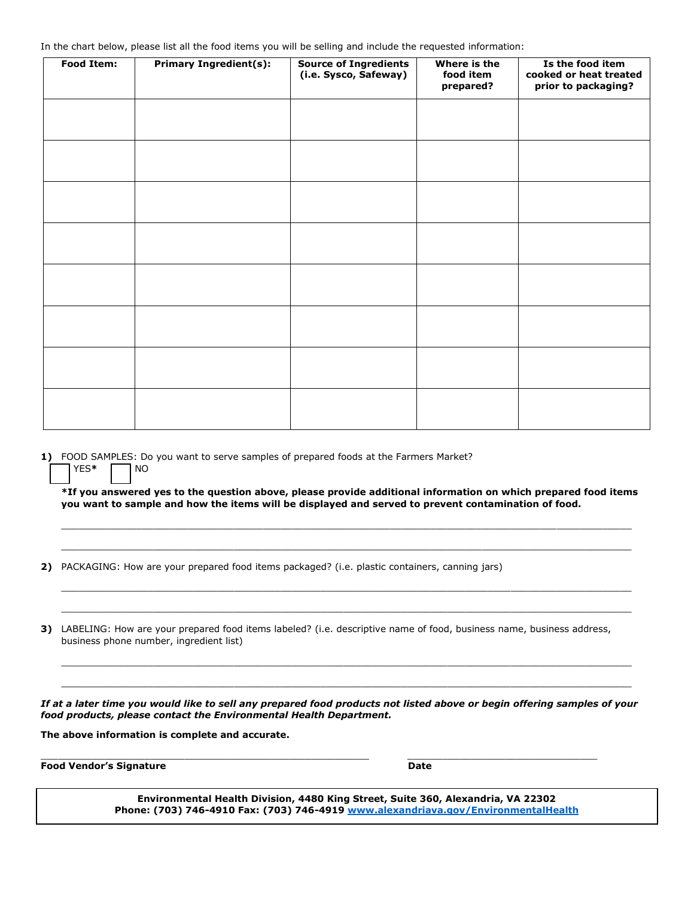In the chart below, please list all the food items you will be selling and include the requested information:

| Food Item: | Primary Ingredient(s): | Source of Ingredients (i.e. Sysco, Safeway) | Where is the food item prepared? | Is the food item cooked or heat treated prior to packaging? |
|---|---|---|---|---|
| | | | | |
| | | | | |
| | | | | |
| | | | | |
| | | | | |
| | | | | |
| | | | | |
| | | | | |

**1)** FOOD SAMPLES: Do you want to serve samples of prepared foods at the Farmers Market?

☐ YES**\*** ☐ NO

**\*If you answered yes to the question above, please provide additional information on which prepared food items you want to sample and how the items will be displayed and served to prevent contamination of food.**

\_\_\_\_\_\_\_\_\_\_\_\_\_\_\_\_\_\_\_\_\_\_\_\_\_\_\_\_\_\_\_\_\_\_\_\_\_\_\_\_\_\_\_\_\_\_\_\_\_\_\_\_\_\_\_\_\_\_\_\_\_\_\_\_\_\_\_\_\_\_\_\_\_\_\_\_\_\_

\_\_\_\_\_\_\_\_\_\_\_\_\_\_\_\_\_\_\_\_\_\_\_\_\_\_\_\_\_\_\_\_\_\_\_\_\_\_\_\_\_\_\_\_\_\_\_\_\_\_\_\_\_\_\_\_\_\_\_\_\_\_\_\_\_\_\_\_\_\_\_\_\_\_\_\_\_\_

**2)** PACKAGING: How are your prepared food items packaged? (i.e. plastic containers, canning jars)

\_\_\_\_\_\_\_\_\_\_\_\_\_\_\_\_\_\_\_\_\_\_\_\_\_\_\_\_\_\_\_\_\_\_\_\_\_\_\_\_\_\_\_\_\_\_\_\_\_\_\_\_\_\_\_\_\_\_\_\_\_\_\_\_\_\_\_\_\_\_\_\_\_\_\_\_\_\_

\_\_\_\_\_\_\_\_\_\_\_\_\_\_\_\_\_\_\_\_\_\_\_\_\_\_\_\_\_\_\_\_\_\_\_\_\_\_\_\_\_\_\_\_\_\_\_\_\_\_\_\_\_\_\_\_\_\_\_\_\_\_\_\_\_\_\_\_\_\_\_\_\_\_\_\_\_\_

**3)** LABELING: How are your prepared food items labeled? (i.e. descriptive name of food, business name, business address, business phone number, ingredient list)

\_\_\_\_\_\_\_\_\_\_\_\_\_\_\_\_\_\_\_\_\_\_\_\_\_\_\_\_\_\_\_\_\_\_\_\_\_\_\_\_\_\_\_\_\_\_\_\_\_\_\_\_\_\_\_\_\_\_\_\_\_\_\_\_\_\_\_\_\_\_\_\_\_\_\_\_\_\_

\_\_\_\_\_\_\_\_\_\_\_\_\_\_\_\_\_\_\_\_\_\_\_\_\_\_\_\_\_\_\_\_\_\_\_\_\_\_\_\_\_\_\_\_\_\_\_\_\_\_\_\_\_\_\_\_\_\_\_\_\_\_\_\_\_\_\_\_\_\_\_\_\_\_\_\_\_\_

***If at a later time you would like to sell any prepared food products not listed above or begin offering samples of your food products, please contact the Environmental Health Department.***

**The above information is complete and accurate.**

\_\_\_\_\_\_\_\_\_\_\_\_\_\_\_\_\_\_\_\_\_\_\_\_\_\_\_\_\_\_\_\_\_\_\_\_\_\_\_\_\_\_\_\_ \_\_\_\_\_\_\_\_\_\_\_\_\_\_\_\_\_\_\_\_\_\_\_\_\_\_\_\_

**Food Vendor's Signature** **Date**

**Environmental Health Division, 4480 King Street, Suite 360, Alexandria, VA 22302**
**Phone: (703) 746-4910 Fax: (703) 746-4919 [www.alexandriava.gov/EnvironmentalHealth](www.alexandriava.gov/EnvironmentalHealth)**